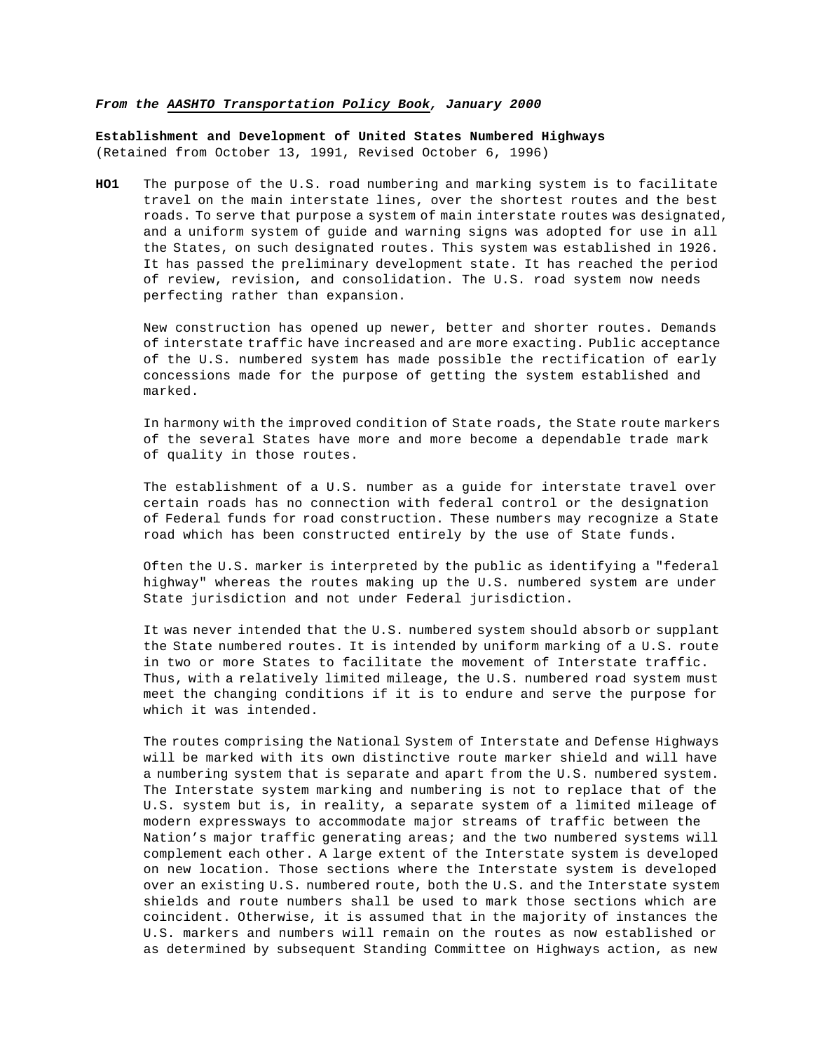***From the AASHTO Transportation Policy Book, January 2000***

**Establishment and Development of United States Numbered Highways**
(Retained from October 13, 1991, Revised October 6, 1996)

**HO1** The purpose of the U.S. road numbering and marking system is to facilitate travel on the main interstate lines, over the shortest routes and the best roads. To serve that purpose a system of main interstate routes was designated, and a uniform system of guide and warning signs was adopted for use in all the States, on such designated routes. This system was established in 1926. It has passed the preliminary development state. It has reached the period of review, revision, and consolidation. The U.S. road system now needs perfecting rather than expansion.

New construction has opened up newer, better and shorter routes. Demands of interstate traffic have increased and are more exacting. Public acceptance of the U.S. numbered system has made possible the rectification of early concessions made for the purpose of getting the system established and marked.

In harmony with the improved condition of State roads, the State route markers of the several States have more and more become a dependable trade mark of quality in those routes.

The establishment of a U.S. number as a guide for interstate travel over certain roads has no connection with federal control or the designation of Federal funds for road construction. These numbers may recognize a State road which has been constructed entirely by the use of State funds.

Often the U.S. marker is interpreted by the public as identifying a "federal highway" whereas the routes making up the U.S. numbered system are under State jurisdiction and not under Federal jurisdiction.

It was never intended that the U.S. numbered system should absorb or supplant the State numbered routes. It is intended by uniform marking of a U.S. route in two or more States to facilitate the movement of Interstate traffic. Thus, with a relatively limited mileage, the U.S. numbered road system must meet the changing conditions if it is to endure and serve the purpose for which it was intended.

The routes comprising the National System of Interstate and Defense Highways will be marked with its own distinctive route marker shield and will have a numbering system that is separate and apart from the U.S. numbered system. The Interstate system marking and numbering is not to replace that of the U.S. system but is, in reality, a separate system of a limited mileage of modern expressways to accommodate major streams of traffic between the Nation's major traffic generating areas; and the two numbered systems will complement each other. A large extent of the Interstate system is developed on new location. Those sections where the Interstate system is developed over an existing U.S. numbered route, both the U.S. and the Interstate system shields and route numbers shall be used to mark those sections which are coincident. Otherwise, it is assumed that in the majority of instances the U.S. markers and numbers will remain on the routes as now established or as determined by subsequent Standing Committee on Highways action, as new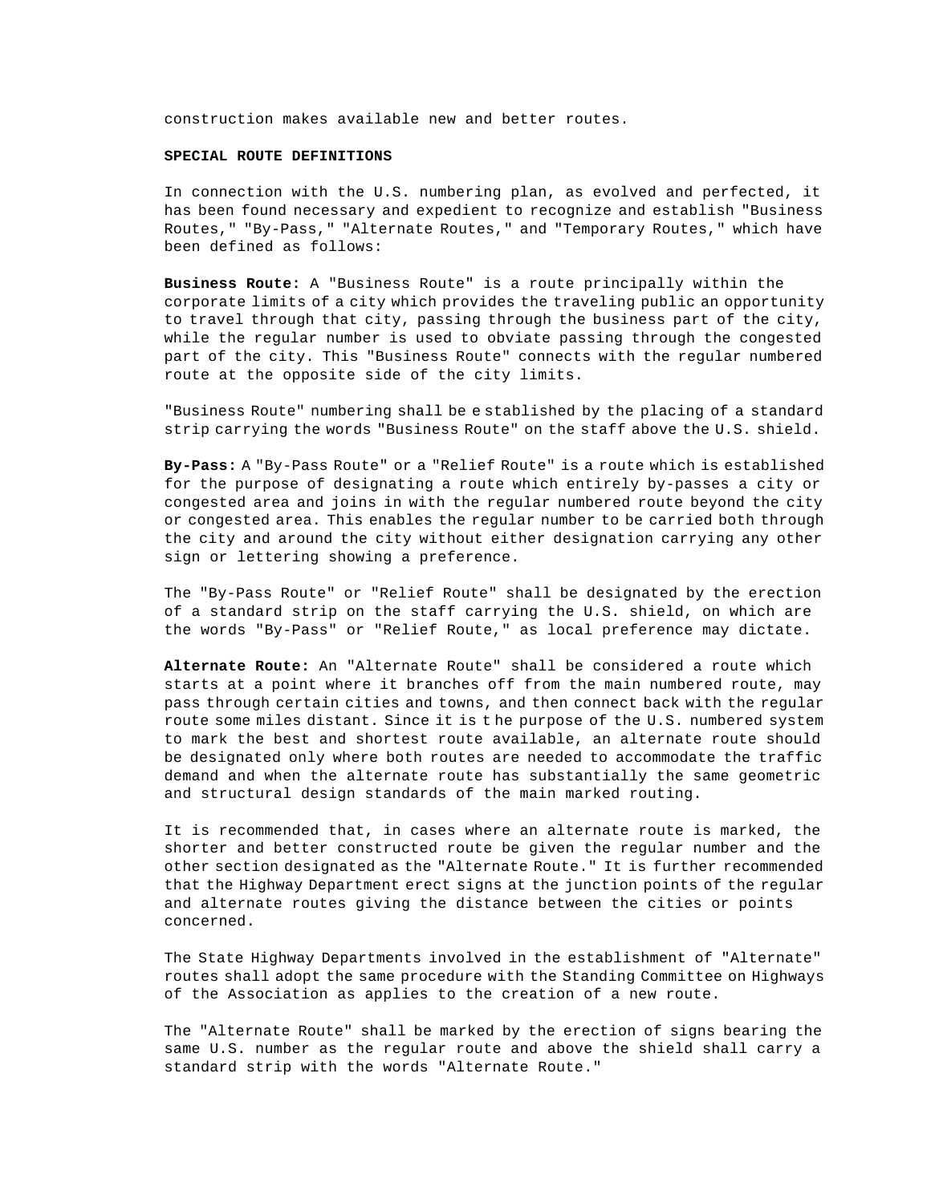construction makes available new and better routes.

## SPECIAL ROUTE DEFINITIONS

In connection with the U.S. numbering plan, as evolved and perfected, it has been found necessary and expedient to recognize and establish "Business Routes," "By-Pass," "Alternate Routes," and "Temporary Routes," which have been defined as follows:

**Business Route:** A "Business Route" is a route principally within the corporate limits of a city which provides the traveling public an opportunity to travel through that city, passing through the business part of the city, while the regular number is used to obviate passing through the congested part of the city. This "Business Route" connects with the regular numbered route at the opposite side of the city limits.

"Business Route" numbering shall be established by the placing of a standard strip carrying the words "Business Route" on the staff above the U.S. shield.

**By-Pass:** A "By-Pass Route" or a "Relief Route" is a route which is established for the purpose of designating a route which entirely by-passes a city or congested area and joins in with the regular numbered route beyond the city or congested area. This enables the regular number to be carried both through the city and around the city without either designation carrying any other sign or lettering showing a preference.

The "By-Pass Route" or "Relief Route" shall be designated by the erection of a standard strip on the staff carrying the U.S. shield, on which are the words "By-Pass" or "Relief Route," as local preference may dictate.

**Alternate Route:** An "Alternate Route" shall be considered a route which starts at a point where it branches off from the main numbered route, may pass through certain cities and towns, and then connect back with the regular route some miles distant. Since it is the purpose of the U.S. numbered system to mark the best and shortest route available, an alternate route should be designated only where both routes are needed to accommodate the traffic demand and when the alternate route has substantially the same geometric and structural design standards of the main marked routing.

It is recommended that, in cases where an alternate route is marked, the shorter and better constructed route be given the regular number and the other section designated as the "Alternate Route." It is further recommended that the Highway Department erect signs at the junction points of the regular and alternate routes giving the distance between the cities or points concerned.

The State Highway Departments involved in the establishment of "Alternate" routes shall adopt the same procedure with the Standing Committee on Highways of the Association as applies to the creation of a new route.

The "Alternate Route" shall be marked by the erection of signs bearing the same U.S. number as the regular route and above the shield shall carry a standard strip with the words "Alternate Route."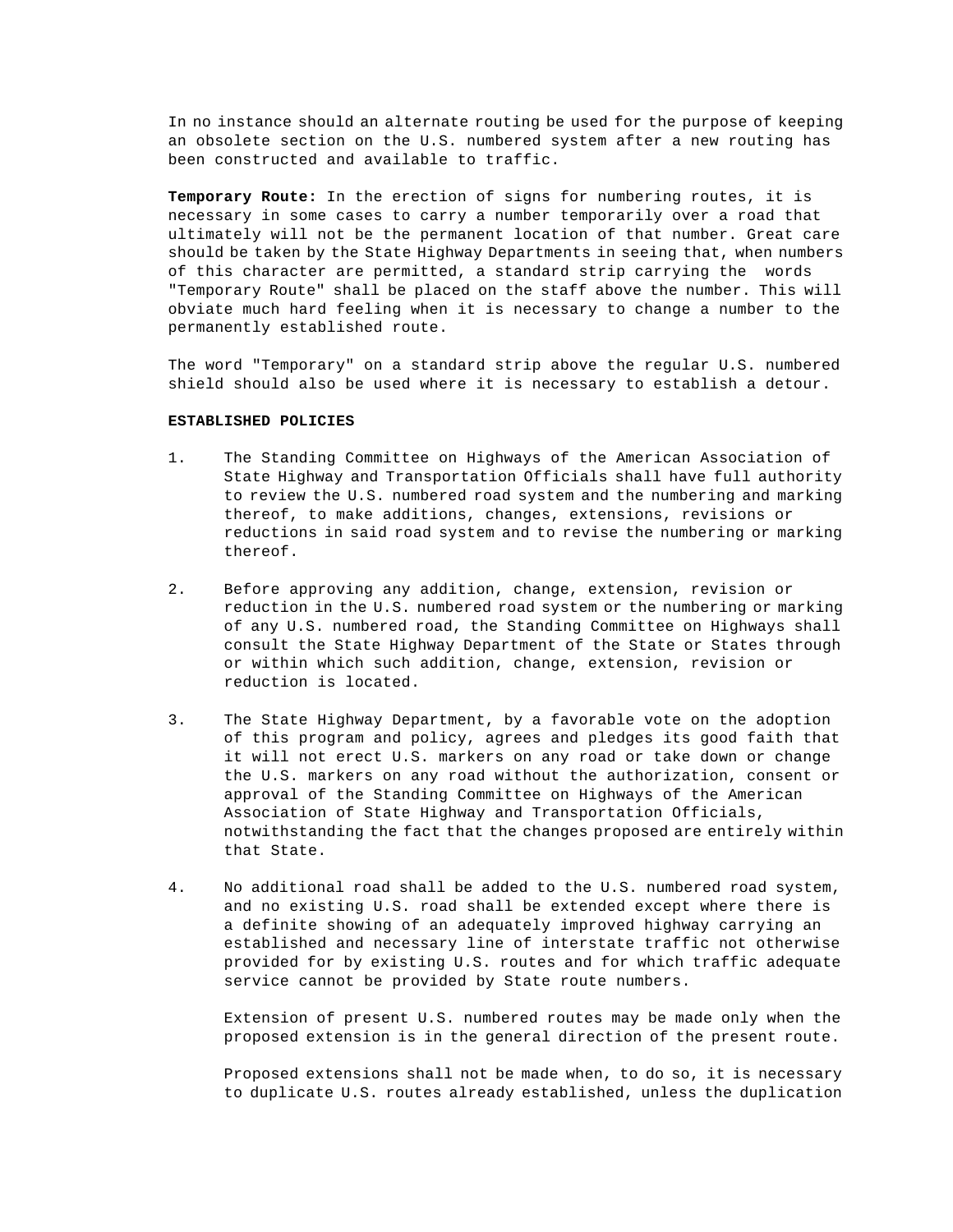In no instance should an alternate routing be used for the purpose of keeping an obsolete section on the U.S. numbered system after a new routing has been constructed and available to traffic.

**Temporary Route:** In the erection of signs for numbering routes, it is necessary in some cases to carry a number temporarily over a road that ultimately will not be the permanent location of that number. Great care should be taken by the State Highway Departments in seeing that, when numbers of this character are permitted, a standard strip carrying the words "Temporary Route" shall be placed on the staff above the number. This will obviate much hard feeling when it is necessary to change a number to the permanently established route.

The word "Temporary" on a standard strip above the regular U.S. numbered shield should also be used where it is necessary to establish a detour.

**ESTABLISHED POLICIES**

1. The Standing Committee on Highways of the American Association of State Highway and Transportation Officials shall have full authority to review the U.S. numbered road system and the numbering and marking thereof, to make additions, changes, extensions, revisions or reductions in said road system and to revise the numbering or marking thereof.

2. Before approving any addition, change, extension, revision or reduction in the U.S. numbered road system or the numbering or marking of any U.S. numbered road, the Standing Committee on Highways shall consult the State Highway Department of the State or States through or within which such addition, change, extension, revision or reduction is located.

3. The State Highway Department, by a favorable vote on the adoption of this program and policy, agrees and pledges its good faith that it will not erect U.S. markers on any road or take down or change the U.S. markers on any road without the authorization, consent or approval of the Standing Committee on Highways of the American Association of State Highway and Transportation Officials, notwithstanding the fact that the changes proposed are entirely within that State.

4. No additional road shall be added to the U.S. numbered road system, and no existing U.S. road shall be extended except where there is a definite showing of an adequately improved highway carrying an established and necessary line of interstate traffic not otherwise provided for by existing U.S. routes and for which traffic adequate service cannot be provided by State route numbers.

   Extension of present U.S. numbered routes may be made only when the proposed extension is in the general direction of the present route.

   Proposed extensions shall not be made when, to do so, it is necessary to duplicate U.S. routes already established, unless the duplication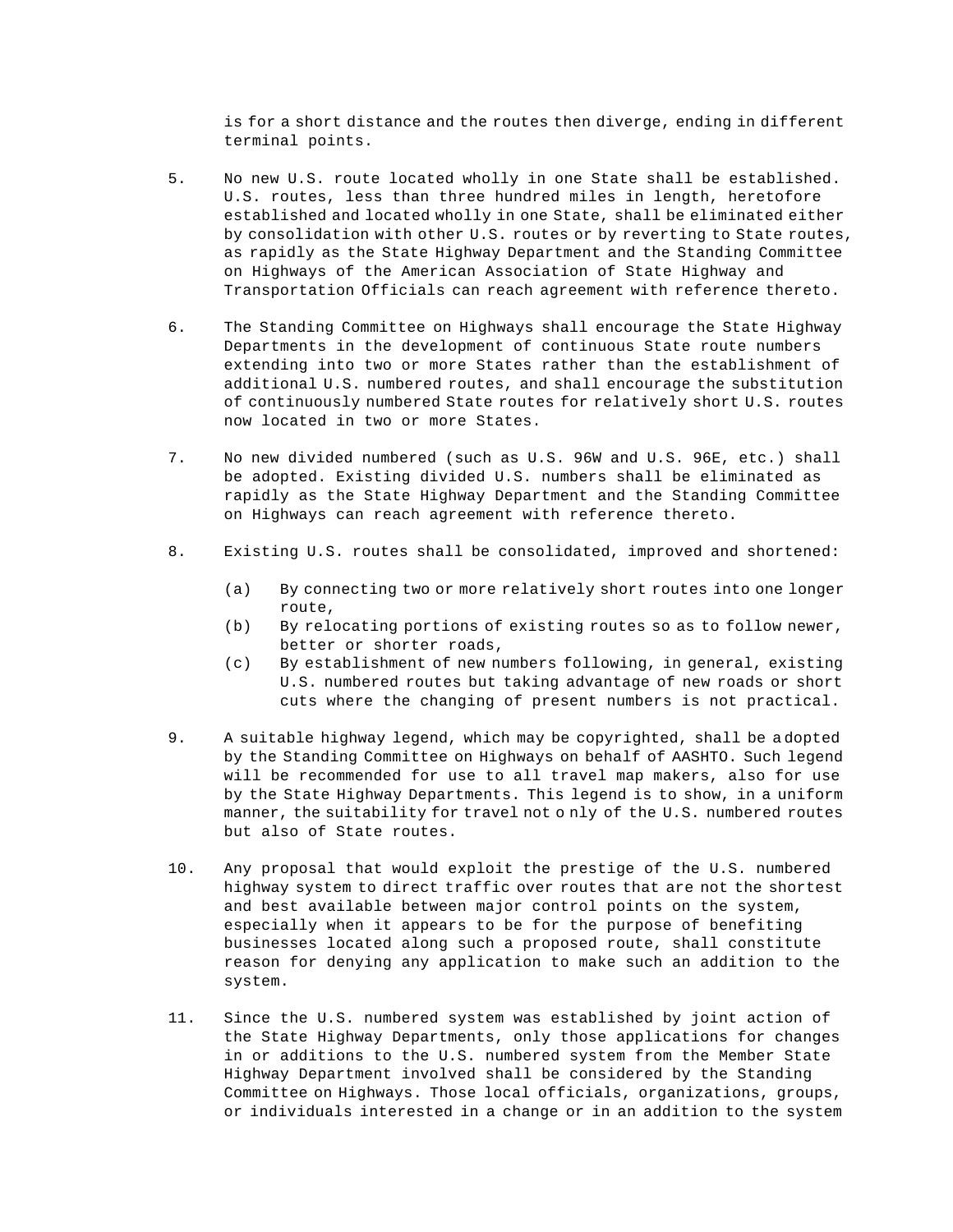is for a short distance and the routes then diverge, ending in different terminal points.

5. No new U.S. route located wholly in one State shall be established. U.S. routes, less than three hundred miles in length, heretofore established and located wholly in one State, shall be eliminated either by consolidation with other U.S. routes or by reverting to State routes, as rapidly as the State Highway Department and the Standing Committee on Highways of the American Association of State Highway and Transportation Officials can reach agreement with reference thereto.

6. The Standing Committee on Highways shall encourage the State Highway Departments in the development of continuous State route numbers extending into two or more States rather than the establishment of additional U.S. numbered routes, and shall encourage the substitution of continuously numbered State routes for relatively short U.S. routes now located in two or more States.

7. No new divided numbered (such as U.S. 96W and U.S. 96E, etc.) shall be adopted. Existing divided U.S. numbers shall be eliminated as rapidly as the State Highway Department and the Standing Committee on Highways can reach agreement with reference thereto.

8. Existing U.S. routes shall be consolidated, improved and shortened:

   (a) By connecting two or more relatively short routes into one longer route,
   (b) By relocating portions of existing routes so as to follow newer, better or shorter roads,
   (c) By establishment of new numbers following, in general, existing U.S. numbered routes but taking advantage of new roads or short cuts where the changing of present numbers is not practical.

9. A suitable highway legend, which may be copyrighted, shall be a dopted by the Standing Committee on Highways on behalf of AASHTO. Such legend will be recommended for use to all travel map makers, also for use by the State Highway Departments. This legend is to show, in a uniform manner, the suitability for travel not o nly of the U.S. numbered routes but also of State routes.

10. Any proposal that would exploit the prestige of the U.S. numbered highway system to direct traffic over routes that are not the shortest and best available between major control points on the system, especially when it appears to be for the purpose of benefiting businesses located along such a proposed route, shall constitute reason for denying any application to make such an addition to the system.

11. Since the U.S. numbered system was established by joint action of the State Highway Departments, only those applications for changes in or additions to the U.S. numbered system from the Member State Highway Department involved shall be considered by the Standing Committee on Highways. Those local officials, organizations, groups, or individuals interested in a change or in an addition to the system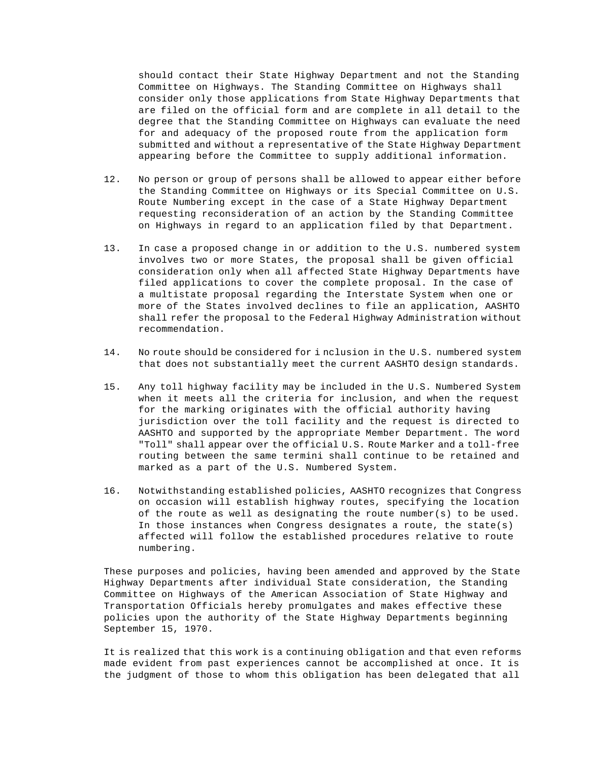should contact their State Highway Department and not the Standing Committee on Highways. The Standing Committee on Highways shall consider only those applications from State Highway Departments that are filed on the official form and are complete in all detail to the degree that the Standing Committee on Highways can evaluate the need for and adequacy of the proposed route from the application form submitted and without a representative of the State Highway Department appearing before the Committee to supply additional information.

12. No person or group of persons shall be allowed to appear either before the Standing Committee on Highways or its Special Committee on U.S. Route Numbering except in the case of a State Highway Department requesting reconsideration of an action by the Standing Committee on Highways in regard to an application filed by that Department.

13. In case a proposed change in or addition to the U.S. numbered system involves two or more States, the proposal shall be given official consideration only when all affected State Highway Departments have filed applications to cover the complete proposal. In the case of a multistate proposal regarding the Interstate System when one or more of the States involved declines to file an application, AASHTO shall refer the proposal to the Federal Highway Administration without recommendation.

14. No route should be considered for i nclusion in the U.S. numbered system that does not substantially meet the current AASHTO design standards.

15. Any toll highway facility may be included in the U.S. Numbered System when it meets all the criteria for inclusion, and when the request for the marking originates with the official authority having jurisdiction over the toll facility and the request is directed to AASHTO and supported by the appropriate Member Department. The word "Toll" shall appear over the official U.S. Route Marker and a toll-free routing between the same termini shall continue to be retained and marked as a part of the U.S. Numbered System.

16. Notwithstanding established policies, AASHTO recognizes that Congress on occasion will establish highway routes, specifying the location of the route as well as designating the route number(s) to be used. In those instances when Congress designates a route, the state(s) affected will follow the established procedures relative to route numbering.

These purposes and policies, having been amended and approved by the State Highway Departments after individual State consideration, the Standing Committee on Highways of the American Association of State Highway and Transportation Officials hereby promulgates and makes effective these policies upon the authority of the State Highway Departments beginning September 15, 1970.

It is realized that this work is a continuing obligation and that even reforms made evident from past experiences cannot be accomplished at once. It is the judgment of those to whom this obligation has been delegated that all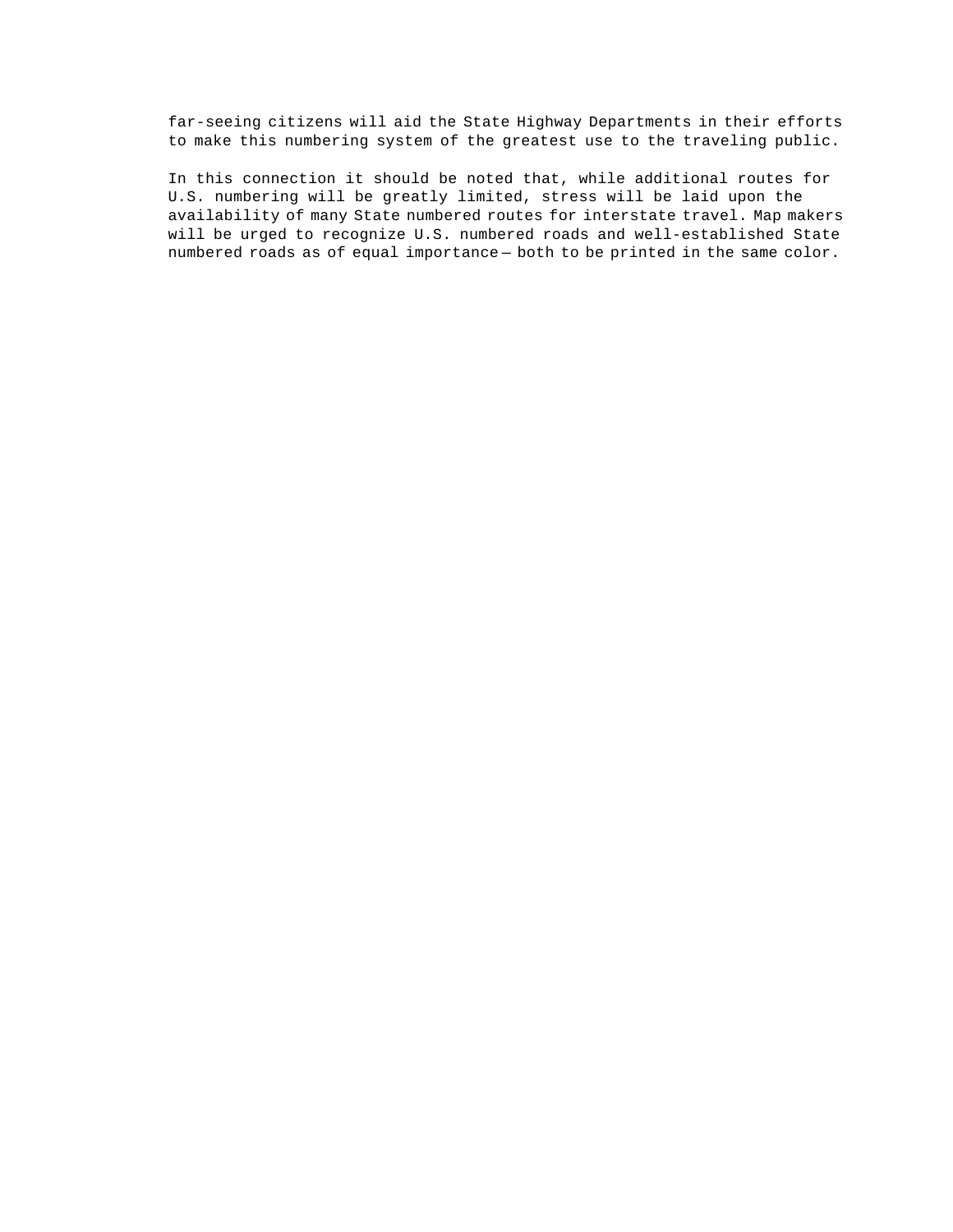far-seeing citizens will aid the State Highway Departments in their efforts to make this numbering system of the greatest use to the traveling public.

In this connection it should be noted that, while additional routes for U.S. numbering will be greatly limited, stress will be laid upon the availability of many State numbered routes for interstate travel. Map makers will be urged to recognize U.S. numbered roads and well-established State numbered roads as of equal importance — both to be printed in the same color.